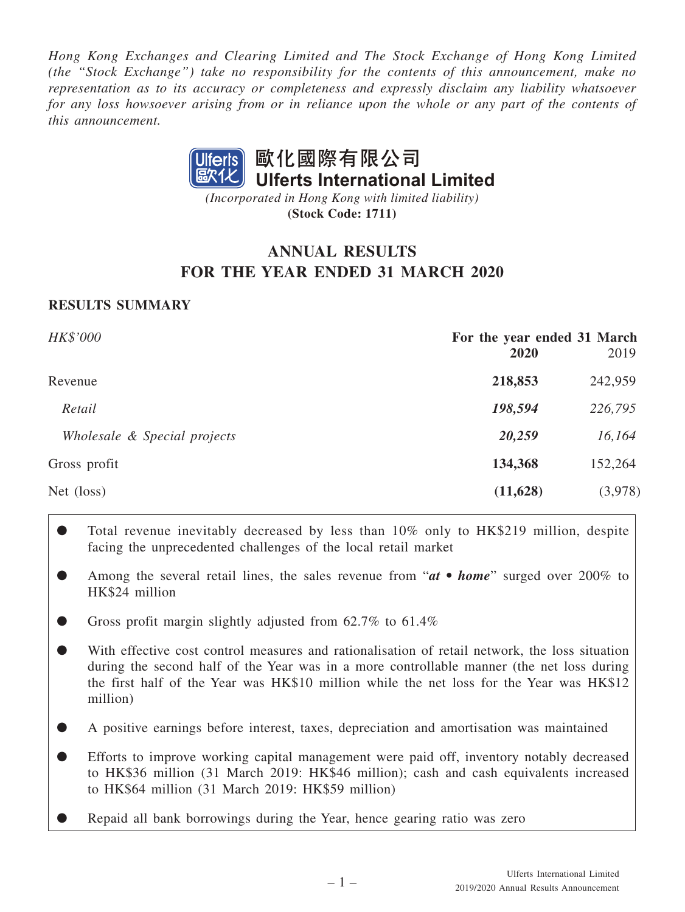*Hong Kong Exchanges and Clearing Limited and The Stock Exchange of Hong Kong Limited (the "Stock Exchange") take no responsibility for the contents of this announcement, make no representation as to its accuracy or completeness and expressly disclaim any liability whatsoever for any loss howsoever arising from or in reliance upon the whole or any part of the contents of this announcement.*

**歐化國際有限公司**
**Ulferts International Limited**

*(Incorporated in Hong Kong with limited liability)*
**(Stock Code: 1711)**

# ANNUAL RESULTS
# FOR THE YEAR ENDED 31 MARCH 2020

## RESULTS SUMMARY

| *HK$'000* | **For the year ended 31 March** | |
|---|---|---|
| | **2020** | 2019 |
| Revenue | **218,853** | 242,959 |
| *Retail* | ***198,594*** | *226,795* |
| *Wholesale & Special projects* | ***20,259*** | *16,164* |
| Gross profit | **134,368** | 152,264 |
| Net (loss) | **(11,628)** | (3,978) |

- Total revenue inevitably decreased by less than 10% only to HK$219 million, despite facing the unprecedented challenges of the local retail market
- Among the several retail lines, the sales revenue from "***at • home***" surged over 200% to HK$24 million
- Gross profit margin slightly adjusted from 62.7% to 61.4%
- With effective cost control measures and rationalisation of retail network, the loss situation during the second half of the Year was in a more controllable manner (the net loss during the first half of the Year was HK$10 million while the net loss for the Year was HK$12 million)
- A positive earnings before interest, taxes, depreciation and amortisation was maintained
- Efforts to improve working capital management were paid off, inventory notably decreased to HK$36 million (31 March 2019: HK$46 million); cash and cash equivalents increased to HK$64 million (31 March 2019: HK$59 million)
- Repaid all bank borrowings during the Year, hence gearing ratio was zero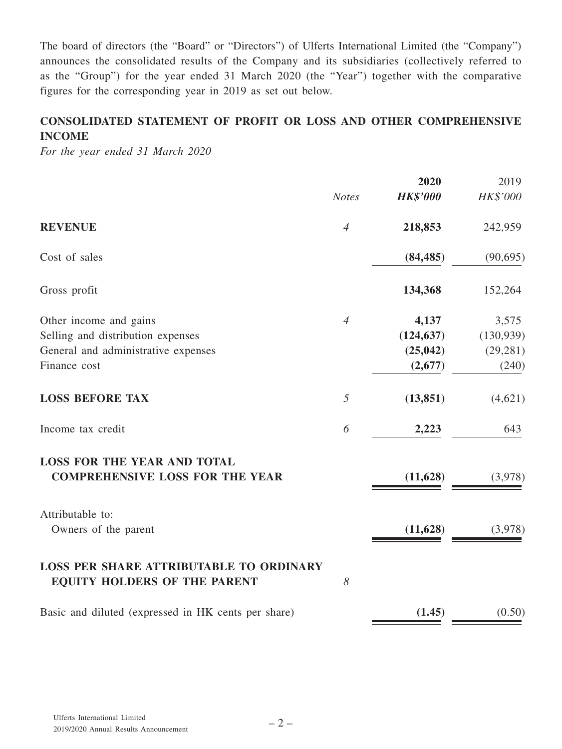The board of directors (the "Board" or "Directors") of Ulferts International Limited (the "Company") announces the consolidated results of the Company and its subsidiaries (collectively referred to as the "Group") for the year ended 31 March 2020 (the "Year") together with the comparative figures for the corresponding year in 2019 as set out below.

## CONSOLIDATED STATEMENT OF PROFIT OR LOSS AND OTHER COMPREHENSIVE INCOME

*For the year ended 31 March 2020*

| | Notes | 2020 | 2019 |
|---|---|---|---|
| | | ***HK$'000*** | *HK$'000* |
| **REVENUE** | *4* | **218,853** | 242,959 |
| Cost of sales | | **(84,485)** | (90,695) |
| Gross profit | | **134,368** | 152,264 |
| Other income and gains | *4* | **4,137** | 3,575 |
| Selling and distribution expenses | | **(124,637)** | (130,939) |
| General and administrative expenses | | **(25,042)** | (29,281) |
| Finance cost | | **(2,677)** | (240) |
| **LOSS BEFORE TAX** | *5* | **(13,851)** | (4,621) |
| Income tax credit | *6* | **2,223** | 643 |
| **LOSS FOR THE YEAR AND TOTAL COMPREHENSIVE LOSS FOR THE YEAR** | | **(11,628)** | (3,978) |
| Attributable to: | | | |
| Owners of the parent | | **(11,628)** | (3,978) |
| **LOSS PER SHARE ATTRIBUTABLE TO ORDINARY EQUITY HOLDERS OF THE PARENT** | *8* | | |
| Basic and diluted (expressed in HK cents per share) | | **(1.45)** | (0.50) |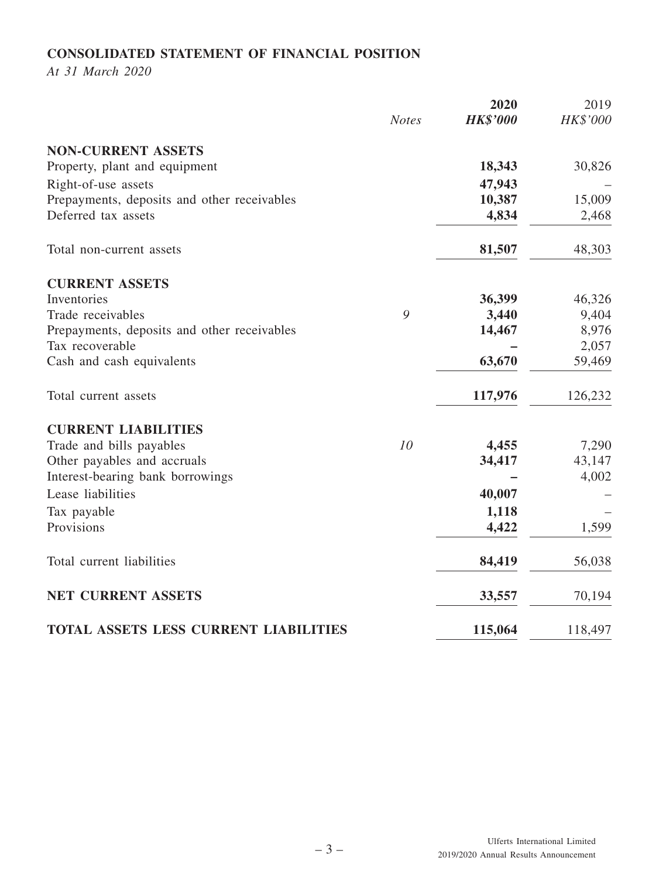## CONSOLIDATED STATEMENT OF FINANCIAL POSITION

*At 31 March 2020*

| | *Notes* | **2020** | 2019 |
|---|---|---|---|
| | | ***HK$'000*** | *HK$'000* |
| **NON-CURRENT ASSETS** | | | |
| Property, plant and equipment | | **18,343** | 30,826 |
| Right-of-use assets | | **47,943** | – |
| Prepayments, deposits and other receivables | | **10,387** | 15,009 |
| Deferred tax assets | | **4,834** | 2,468 |
| Total non-current assets | | **81,507** | 48,303 |
| **CURRENT ASSETS** | | | |
| Inventories | | **36,399** | 46,326 |
| Trade receivables | *9* | **3,440** | 9,404 |
| Prepayments, deposits and other receivables | | **14,467** | 8,976 |
| Tax recoverable | | **–** | 2,057 |
| Cash and cash equivalents | | **63,670** | 59,469 |
| Total current assets | | **117,976** | 126,232 |
| **CURRENT LIABILITIES** | | | |
| Trade and bills payables | *10* | **4,455** | 7,290 |
| Other payables and accruals | | **34,417** | 43,147 |
| Interest-bearing bank borrowings | | **–** | 4,002 |
| Lease liabilities | | **40,007** | – |
| Tax payable | | **1,118** | – |
| Provisions | | **4,422** | 1,599 |
| Total current liabilities | | **84,419** | 56,038 |
| **NET CURRENT ASSETS** | | **33,557** | 70,194 |
| **TOTAL ASSETS LESS CURRENT LIABILITIES** | | **115,064** | 118,497 |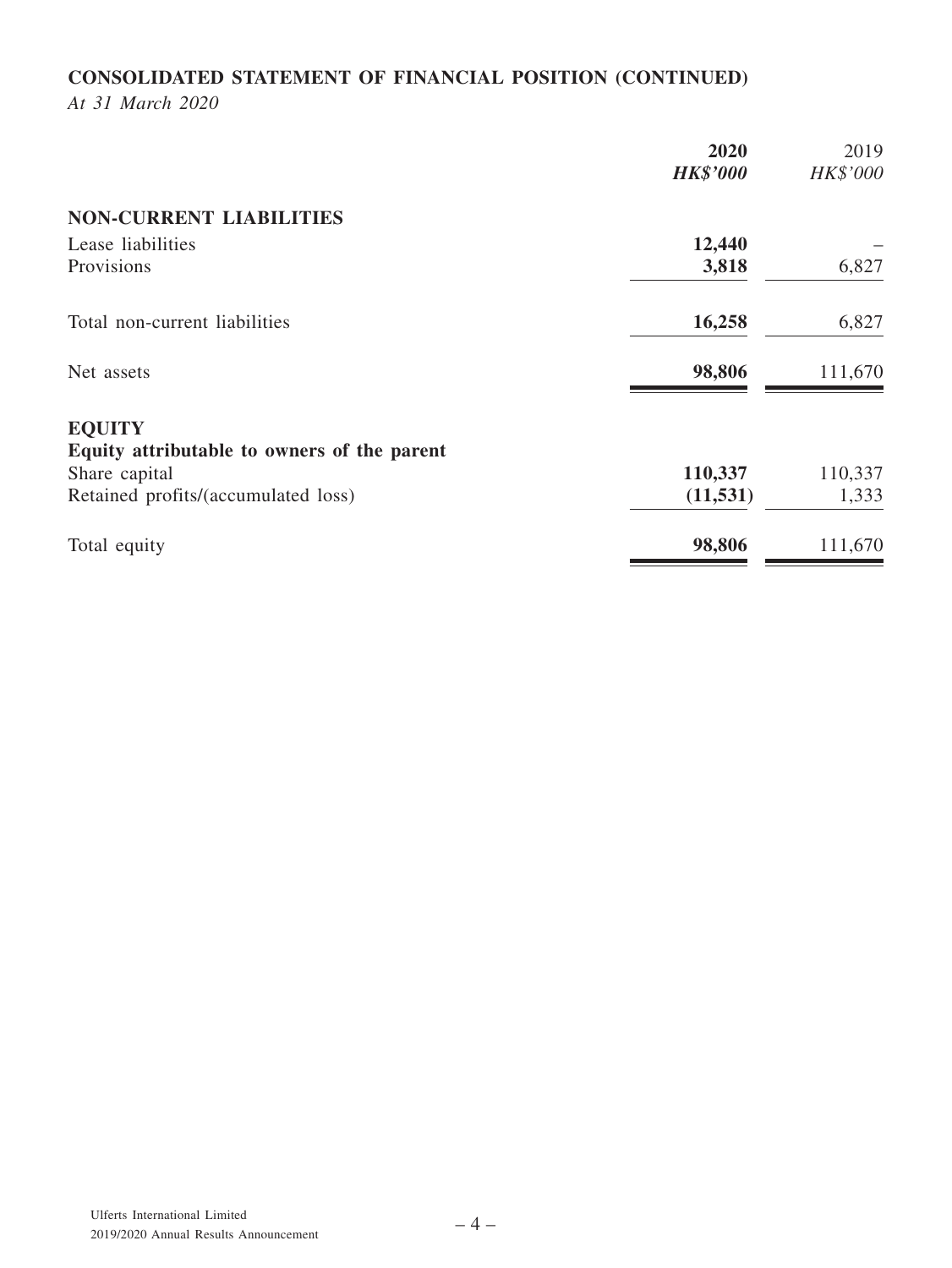**CONSOLIDATED STATEMENT OF FINANCIAL POSITION (CONTINUED)**

*At 31 March 2020*

| | **2020** | 2019 |
|---|---|---|
| | ***HK$'000*** | *HK$'000* |
| **NON-CURRENT LIABILITIES** | | |
| Lease liabilities | **12,440** | – |
| Provisions | **3,818** | 6,827 |
| Total non-current liabilities | **16,258** | 6,827 |
| Net assets | **98,806** | 111,670 |
| **EQUITY** | | |
| **Equity attributable to owners of the parent** | | |
| Share capital | **110,337** | 110,337 |
| Retained profits/(accumulated loss) | **(11,531)** | 1,333 |
| Total equity | **98,806** | 111,670 |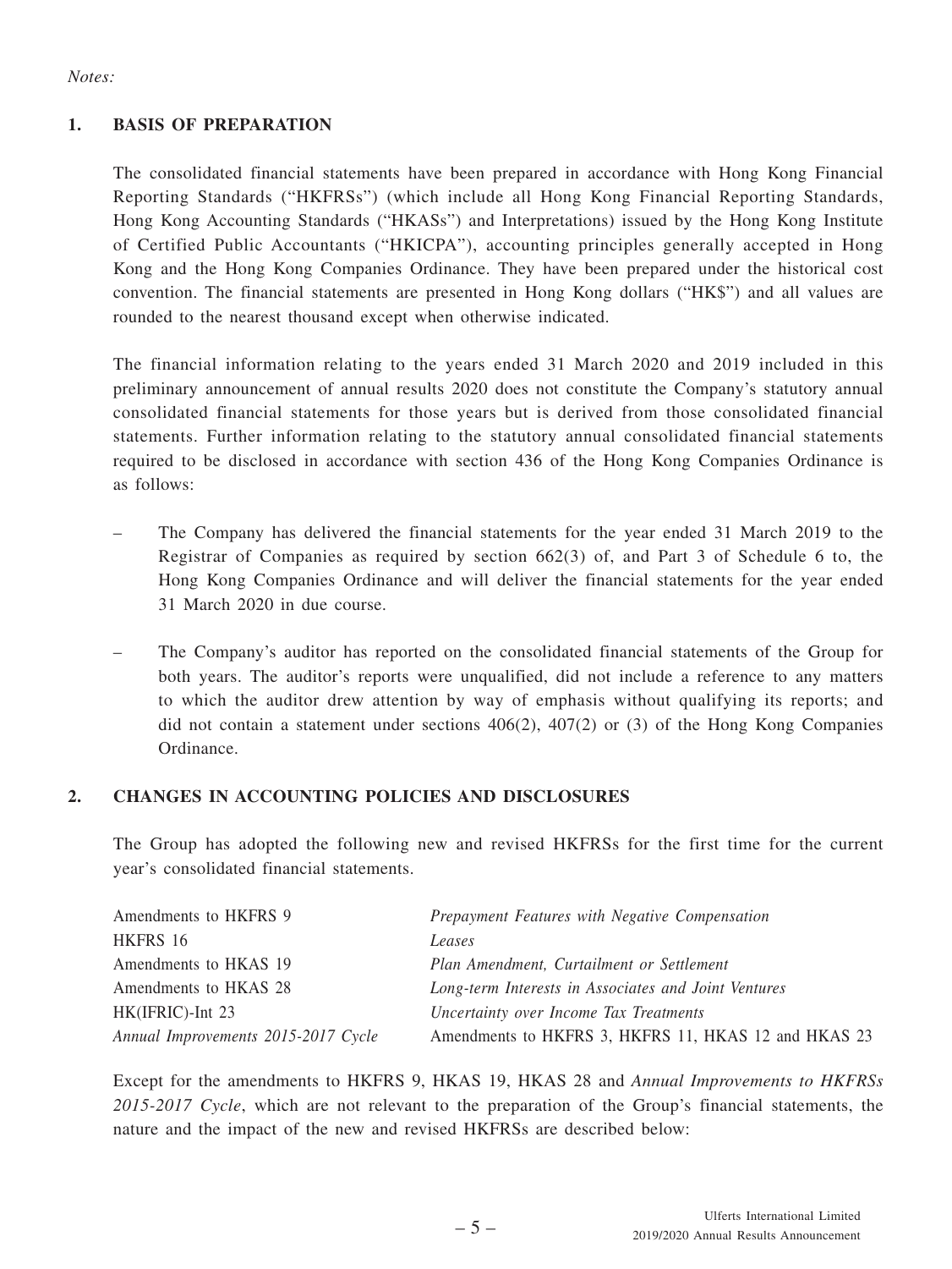*Notes:*

## 1. BASIS OF PREPARATION

The consolidated financial statements have been prepared in accordance with Hong Kong Financial Reporting Standards ("HKFRSs") (which include all Hong Kong Financial Reporting Standards, Hong Kong Accounting Standards ("HKASs") and Interpretations) issued by the Hong Kong Institute of Certified Public Accountants ("HKICPA"), accounting principles generally accepted in Hong Kong and the Hong Kong Companies Ordinance. They have been prepared under the historical cost convention. The financial statements are presented in Hong Kong dollars ("HK$") and all values are rounded to the nearest thousand except when otherwise indicated.

The financial information relating to the years ended 31 March 2020 and 2019 included in this preliminary announcement of annual results 2020 does not constitute the Company's statutory annual consolidated financial statements for those years but is derived from those consolidated financial statements. Further information relating to the statutory annual consolidated financial statements required to be disclosed in accordance with section 436 of the Hong Kong Companies Ordinance is as follows:

- The Company has delivered the financial statements for the year ended 31 March 2019 to the Registrar of Companies as required by section 662(3) of, and Part 3 of Schedule 6 to, the Hong Kong Companies Ordinance and will deliver the financial statements for the year ended 31 March 2020 in due course.
- The Company's auditor has reported on the consolidated financial statements of the Group for both years. The auditor's reports were unqualified, did not include a reference to any matters to which the auditor drew attention by way of emphasis without qualifying its reports; and did not contain a statement under sections 406(2), 407(2) or (3) of the Hong Kong Companies Ordinance.

## 2. CHANGES IN ACCOUNTING POLICIES AND DISCLOSURES

The Group has adopted the following new and revised HKFRSs for the first time for the current year's consolidated financial statements.

| | |
|---|---|
| Amendments to HKFRS 9 | *Prepayment Features with Negative Compensation* |
| HKFRS 16 | *Leases* |
| Amendments to HKAS 19 | *Plan Amendment, Curtailment or Settlement* |
| Amendments to HKAS 28 | *Long-term Interests in Associates and Joint Ventures* |
| HK(IFRIC)-Int 23 | *Uncertainty over Income Tax Treatments* |
| *Annual Improvements 2015-2017 Cycle* | Amendments to HKFRS 3, HKFRS 11, HKAS 12 and HKAS 23 |

Except for the amendments to HKFRS 9, HKAS 19, HKAS 28 and *Annual Improvements to HKFRSs 2015-2017 Cycle*, which are not relevant to the preparation of the Group's financial statements, the nature and the impact of the new and revised HKFRSs are described below: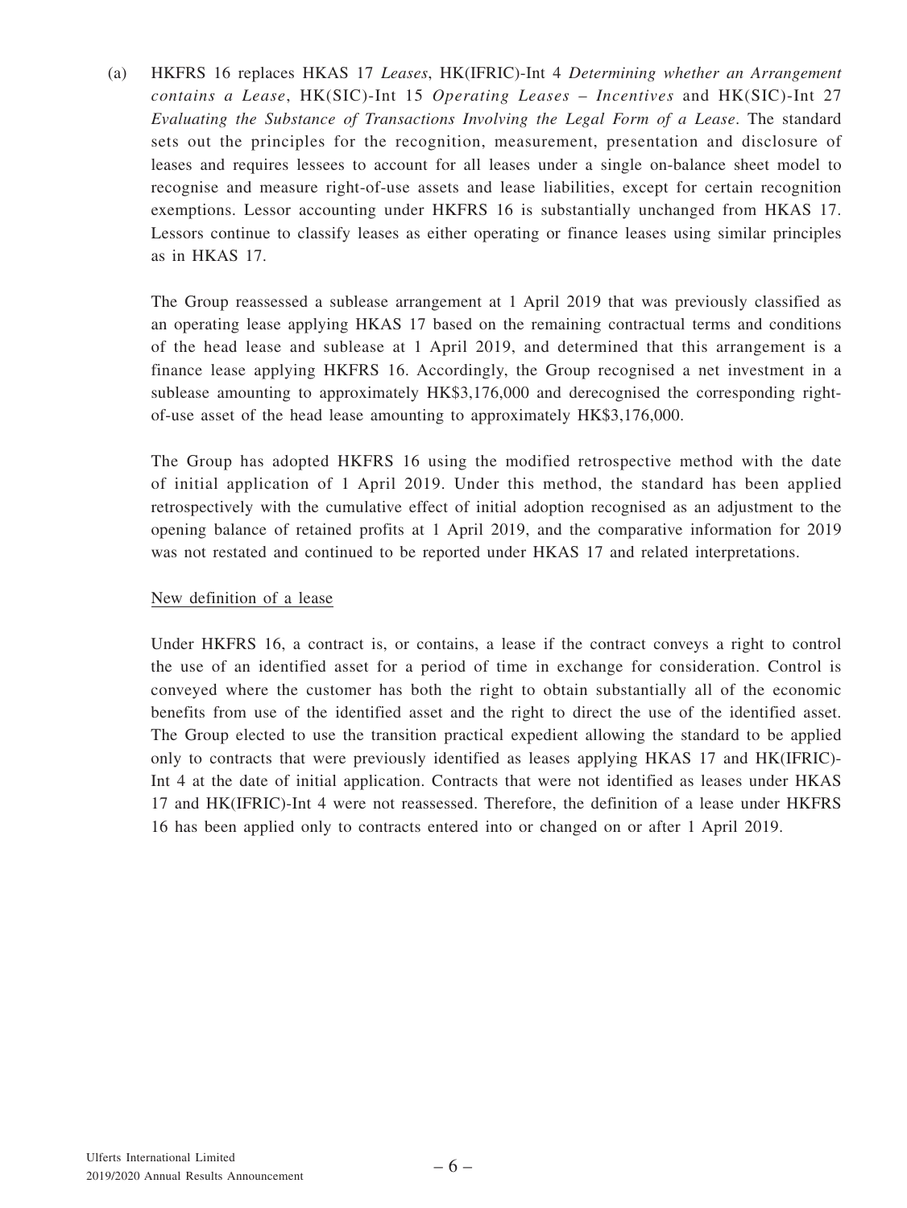(a) HKFRS 16 replaces HKAS 17 *Leases*, HK(IFRIC)-Int 4 *Determining whether an Arrangement contains a Lease*, HK(SIC)-Int 15 *Operating Leases – Incentives* and HK(SIC)-Int 27 *Evaluating the Substance of Transactions Involving the Legal Form of a Lease*. The standard sets out the principles for the recognition, measurement, presentation and disclosure of leases and requires lessees to account for all leases under a single on-balance sheet model to recognise and measure right-of-use assets and lease liabilities, except for certain recognition exemptions. Lessor accounting under HKFRS 16 is substantially unchanged from HKAS 17. Lessors continue to classify leases as either operating or finance leases using similar principles as in HKAS 17.

The Group reassessed a sublease arrangement at 1 April 2019 that was previously classified as an operating lease applying HKAS 17 based on the remaining contractual terms and conditions of the head lease and sublease at 1 April 2019, and determined that this arrangement is a finance lease applying HKFRS 16. Accordingly, the Group recognised a net investment in a sublease amounting to approximately HK$3,176,000 and derecognised the corresponding right-of-use asset of the head lease amounting to approximately HK$3,176,000.

The Group has adopted HKFRS 16 using the modified retrospective method with the date of initial application of 1 April 2019. Under this method, the standard has been applied retrospectively with the cumulative effect of initial adoption recognised as an adjustment to the opening balance of retained profits at 1 April 2019, and the comparative information for 2019 was not restated and continued to be reported under HKAS 17 and related interpretations.

<u>New definition of a lease</u>

Under HKFRS 16, a contract is, or contains, a lease if the contract conveys a right to control the use of an identified asset for a period of time in exchange for consideration. Control is conveyed where the customer has both the right to obtain substantially all of the economic benefits from use of the identified asset and the right to direct the use of the identified asset. The Group elected to use the transition practical expedient allowing the standard to be applied only to contracts that were previously identified as leases applying HKAS 17 and HK(IFRIC)-Int 4 at the date of initial application. Contracts that were not identified as leases under HKAS 17 and HK(IFRIC)-Int 4 were not reassessed. Therefore, the definition of a lease under HKFRS 16 has been applied only to contracts entered into or changed on or after 1 April 2019.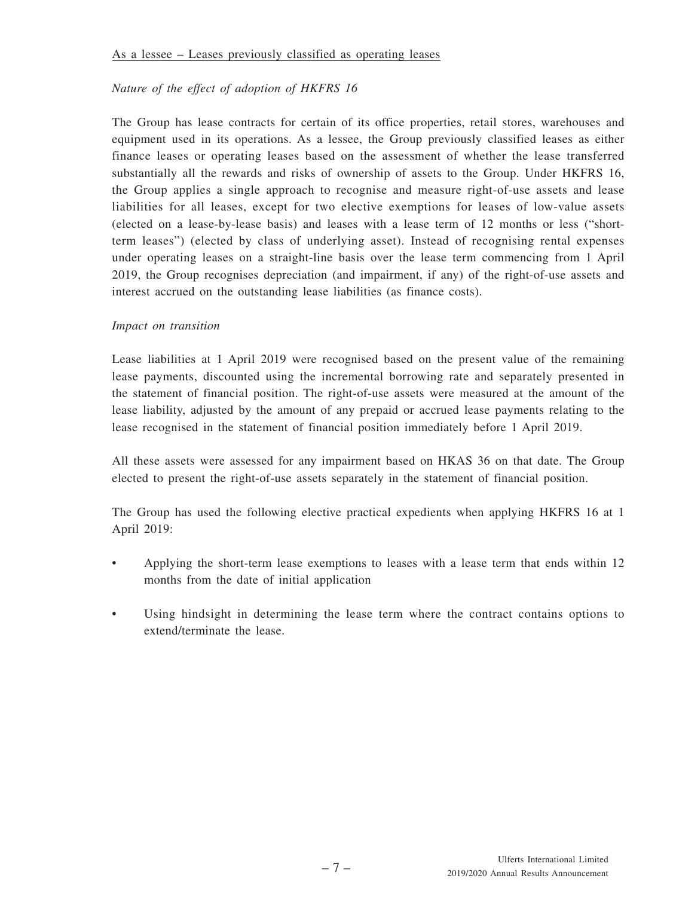As a lessee – Leases previously classified as operating leases

*Nature of the effect of adoption of HKFRS 16*

The Group has lease contracts for certain of its office properties, retail stores, warehouses and equipment used in its operations. As a lessee, the Group previously classified leases as either finance leases or operating leases based on the assessment of whether the lease transferred substantially all the rewards and risks of ownership of assets to the Group. Under HKFRS 16, the Group applies a single approach to recognise and measure right-of-use assets and lease liabilities for all leases, except for two elective exemptions for leases of low-value assets (elected on a lease-by-lease basis) and leases with a lease term of 12 months or less ("short-term leases") (elected by class of underlying asset). Instead of recognising rental expenses under operating leases on a straight-line basis over the lease term commencing from 1 April 2019, the Group recognises depreciation (and impairment, if any) of the right-of-use assets and interest accrued on the outstanding lease liabilities (as finance costs).

*Impact on transition*

Lease liabilities at 1 April 2019 were recognised based on the present value of the remaining lease payments, discounted using the incremental borrowing rate and separately presented in the statement of financial position. The right-of-use assets were measured at the amount of the lease liability, adjusted by the amount of any prepaid or accrued lease payments relating to the lease recognised in the statement of financial position immediately before 1 April 2019.

All these assets were assessed for any impairment based on HKAS 36 on that date. The Group elected to present the right-of-use assets separately in the statement of financial position.

The Group has used the following elective practical expedients when applying HKFRS 16 at 1 April 2019:

- Applying the short-term lease exemptions to leases with a lease term that ends within 12 months from the date of initial application
- Using hindsight in determining the lease term where the contract contains options to extend/terminate the lease.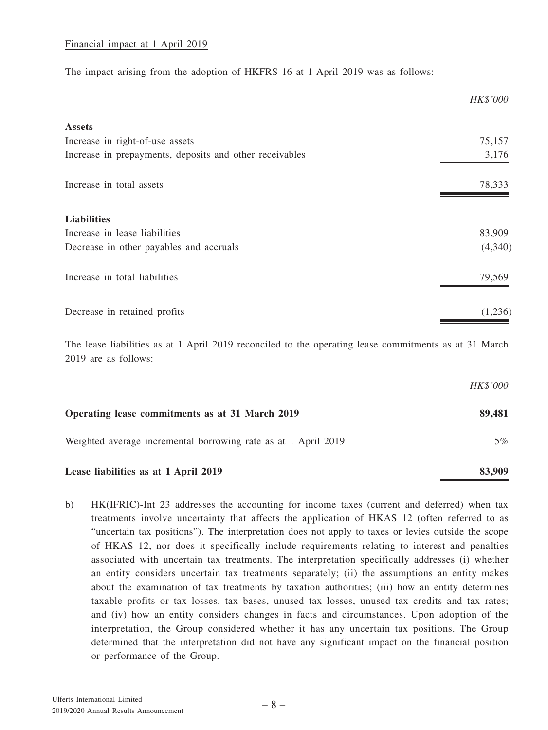Financial impact at 1 April 2019

The impact arising from the adoption of HKFRS 16 at 1 April 2019 was as follows:

| | *HK$'000* |
|---|---:|
| **Assets** | |
| Increase in right-of-use assets | 75,157 |
| Increase in prepayments, deposits and other receivables | 3,176 |
| Increase in total assets | 78,333 |
| **Liabilities** | |
| Increase in lease liabilities | 83,909 |
| Decrease in other payables and accruals | (4,340) |
| Increase in total liabilities | 79,569 |
| Decrease in retained profits | (1,236) |

The lease liabilities as at 1 April 2019 reconciled to the operating lease commitments as at 31 March 2019 are as follows:

| | *HK$'000* |
|---|---:|
| **Operating lease commitments as at 31 March 2019** | **89,481** |
| Weighted average incremental borrowing rate as at 1 April 2019 | 5% |
| **Lease liabilities as at 1 April 2019** | **83,909** |

b) HK(IFRIC)-Int 23 addresses the accounting for income taxes (current and deferred) when tax treatments involve uncertainty that affects the application of HKAS 12 (often referred to as "uncertain tax positions"). The interpretation does not apply to taxes or levies outside the scope of HKAS 12, nor does it specifically include requirements relating to interest and penalties associated with uncertain tax treatments. The interpretation specifically addresses (i) whether an entity considers uncertain tax treatments separately; (ii) the assumptions an entity makes about the examination of tax treatments by taxation authorities; (iii) how an entity determines taxable profits or tax losses, tax bases, unused tax losses, unused tax credits and tax rates; and (iv) how an entity considers changes in facts and circumstances. Upon adoption of the interpretation, the Group considered whether it has any uncertain tax positions. The Group determined that the interpretation did not have any significant impact on the financial position or performance of the Group.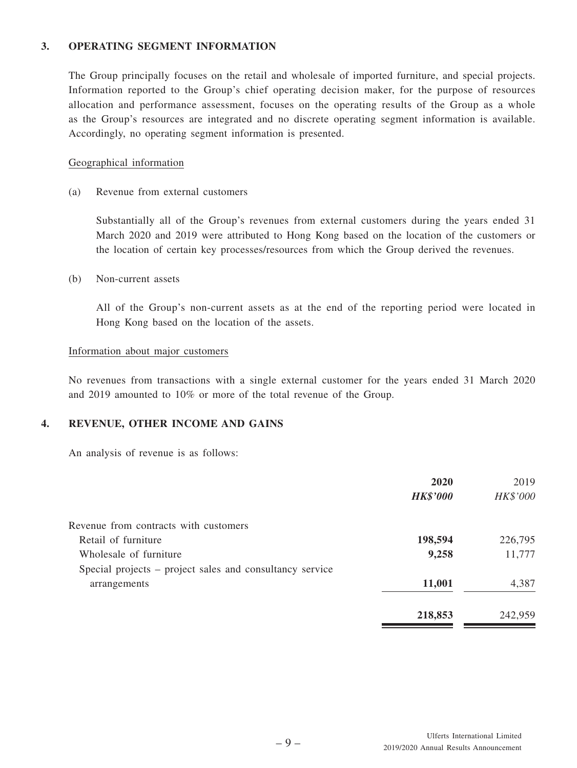## 3. OPERATING SEGMENT INFORMATION

The Group principally focuses on the retail and wholesale of imported furniture, and special projects. Information reported to the Group's chief operating decision maker, for the purpose of resources allocation and performance assessment, focuses on the operating results of the Group as a whole as the Group's resources are integrated and no discrete operating segment information is available. Accordingly, no operating segment information is presented.

Geographical information

(a) Revenue from external customers

Substantially all of the Group's revenues from external customers during the years ended 31 March 2020 and 2019 were attributed to Hong Kong based on the location of the customers or the location of certain key processes/resources from which the Group derived the revenues.

(b) Non-current assets

All of the Group's non-current assets as at the end of the reporting period were located in Hong Kong based on the location of the assets.

Information about major customers

No revenues from transactions with a single external customer for the years ended 31 March 2020 and 2019 amounted to 10% or more of the total revenue of the Group.

## 4. REVENUE, OTHER INCOME AND GAINS

An analysis of revenue is as follows:

| | **2020** | 2019 |
|---|---|---|
| | ***HK$'000*** | *HK$'000* |
| Revenue from contracts with customers | | |
| Retail of furniture | **198,594** | 226,795 |
| Wholesale of furniture | **9,258** | 11,777 |
| Special projects – project sales and consultancy service arrangements | **11,001** | 4,387 |
| | **218,853** | 242,959 |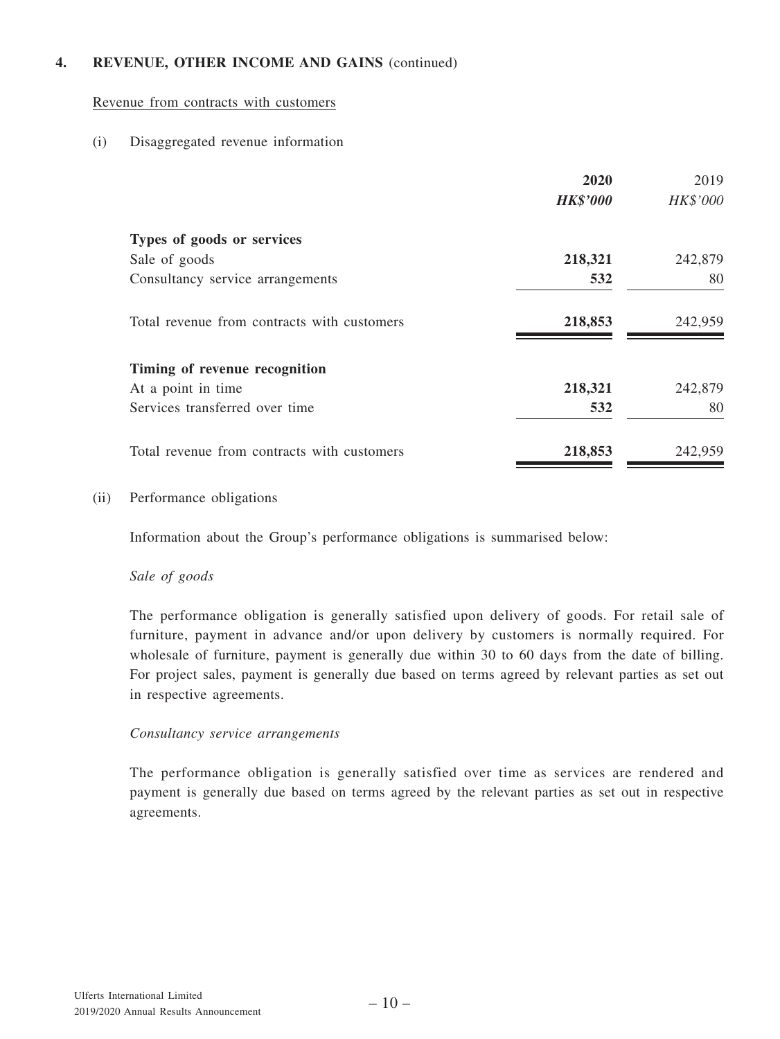## 4. REVENUE, OTHER INCOME AND GAINS (continued)

Revenue from contracts with customers

(i) Disaggregated revenue information

| | **2020** | 2019 |
|---|---|---|
| | ***HK$'000*** | *HK$'000* |
| **Types of goods or services** | | |
| Sale of goods | **218,321** | 242,879 |
| Consultancy service arrangements | **532** | 80 |
| Total revenue from contracts with customers | **218,853** | 242,959 |
| **Timing of revenue recognition** | | |
| At a point in time | **218,321** | 242,879 |
| Services transferred over time | **532** | 80 |
| Total revenue from contracts with customers | **218,853** | 242,959 |

(ii) Performance obligations

Information about the Group's performance obligations is summarised below:

*Sale of goods*

The performance obligation is generally satisfied upon delivery of goods. For retail sale of furniture, payment in advance and/or upon delivery by customers is normally required. For wholesale of furniture, payment is generally due within 30 to 60 days from the date of billing. For project sales, payment is generally due based on terms agreed by relevant parties as set out in respective agreements.

*Consultancy service arrangements*

The performance obligation is generally satisfied over time as services are rendered and payment is generally due based on terms agreed by the relevant parties as set out in respective agreements.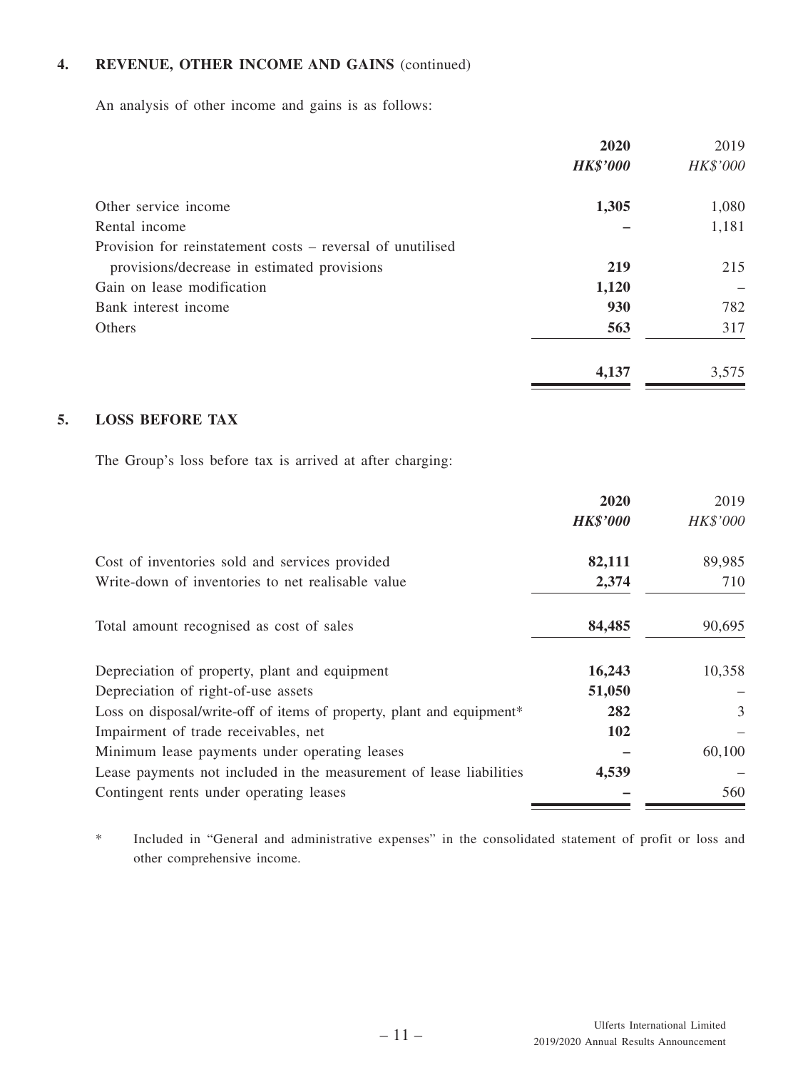## 4. REVENUE, OTHER INCOME AND GAINS (continued)

An analysis of other income and gains is as follows:

| | **2020** | 2019 |
|---|---|---|
| | ***HK$'000*** | *HK$'000* |
| Other service income | **1,305** | 1,080 |
| Rental income | **–** | 1,181 |
| Provision for reinstatement costs – reversal of unutilised provisions/decrease in estimated provisions | **219** | 215 |
| Gain on lease modification | **1,120** | – |
| Bank interest income | **930** | 782 |
| Others | **563** | 317 |
| | **4,137** | 3,575 |

## 5. LOSS BEFORE TAX

The Group's loss before tax is arrived at after charging:

| | **2020** | 2019 |
|---|---|---|
| | ***HK$'000*** | *HK$'000* |
| Cost of inventories sold and services provided | **82,111** | 89,985 |
| Write-down of inventories to net realisable value | **2,374** | 710 |
| Total amount recognised as cost of sales | **84,485** | 90,695 |
| Depreciation of property, plant and equipment | **16,243** | 10,358 |
| Depreciation of right-of-use assets | **51,050** | – |
| Loss on disposal/write-off of items of property, plant and equipment* | **282** | 3 |
| Impairment of trade receivables, net | **102** | – |
| Minimum lease payments under operating leases | **–** | 60,100 |
| Lease payments not included in the measurement of lease liabilities | **4,539** | – |
| Contingent rents under operating leases | **–** | 560 |

\* Included in "General and administrative expenses" in the consolidated statement of profit or loss and other comprehensive income.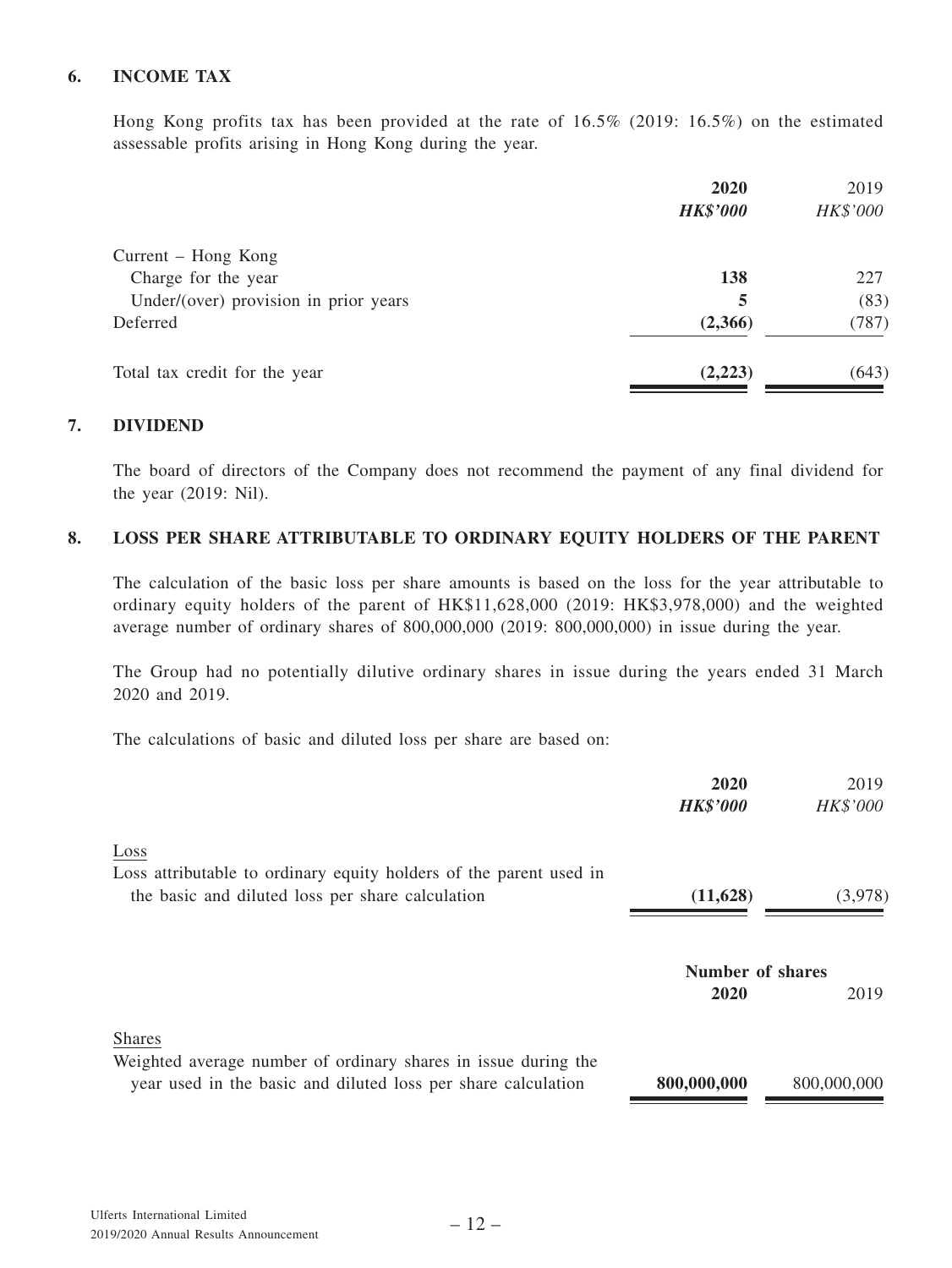## 6. INCOME TAX

Hong Kong profits tax has been provided at the rate of 16.5% (2019: 16.5%) on the estimated assessable profits arising in Hong Kong during the year.

| | **2020** | 2019 |
|---|---|---|
| | ***HK$'000*** | *HK$'000* |
| Current – Hong Kong | | |
| Charge for the year | **138** | 227 |
| Under/(over) provision in prior years | **5** | (83) |
| Deferred | **(2,366)** | (787) |
| Total tax credit for the year | **(2,223)** | (643) |

## 7. DIVIDEND

The board of directors of the Company does not recommend the payment of any final dividend for the year (2019: Nil).

## 8. LOSS PER SHARE ATTRIBUTABLE TO ORDINARY EQUITY HOLDERS OF THE PARENT

The calculation of the basic loss per share amounts is based on the loss for the year attributable to ordinary equity holders of the parent of HK$11,628,000 (2019: HK$3,978,000) and the weighted average number of ordinary shares of 800,000,000 (2019: 800,000,000) in issue during the year.

The Group had no potentially dilutive ordinary shares in issue during the years ended 31 March 2020 and 2019.

The calculations of basic and diluted loss per share are based on:

| | **2020** | 2019 |
|---|---|---|
| | ***HK$'000*** | *HK$'000* |
| Loss | | |
| Loss attributable to ordinary equity holders of the parent used in the basic and diluted loss per share calculation | **(11,628)** | (3,978) |

| | **Number of shares** | |
|---|---|---|
| | **2020** | 2019 |
| Shares | | |
| Weighted average number of ordinary shares in issue during the year used in the basic and diluted loss per share calculation | **800,000,000** | 800,000,000 |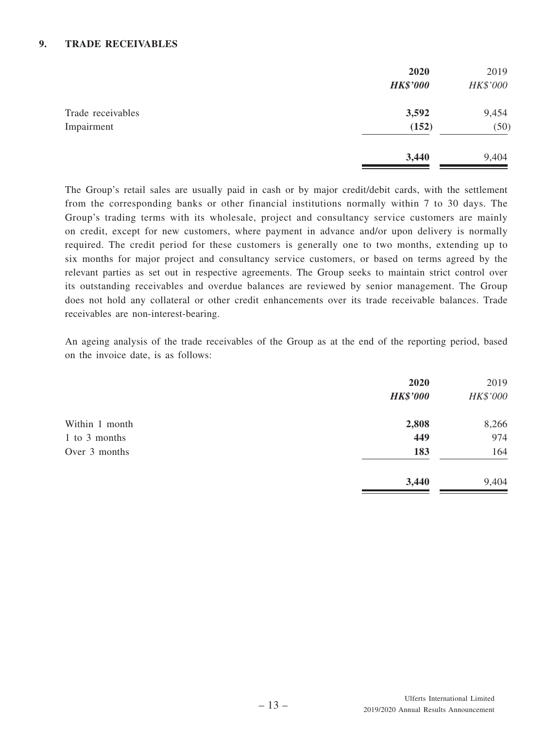## 9. TRADE RECEIVABLES

| | **2020** | 2019 |
|---|---|---|
| | ***HK$'000*** | *HK$'000* |
| Trade receivables | **3,592** | 9,454 |
| Impairment | **(152)** | (50) |
| | **3,440** | 9,404 |

The Group's retail sales are usually paid in cash or by major credit/debit cards, with the settlement from the corresponding banks or other financial institutions normally within 7 to 30 days. The Group's trading terms with its wholesale, project and consultancy service customers are mainly on credit, except for new customers, where payment in advance and/or upon delivery is normally required. The credit period for these customers is generally one to two months, extending up to six months for major project and consultancy service customers, or based on terms agreed by the relevant parties as set out in respective agreements. The Group seeks to maintain strict control over its outstanding receivables and overdue balances are reviewed by senior management. The Group does not hold any collateral or other credit enhancements over its trade receivable balances. Trade receivables are non-interest-bearing.

An ageing analysis of the trade receivables of the Group as at the end of the reporting period, based on the invoice date, is as follows:

| | **2020** | 2019 |
|---|---|---|
| | ***HK$'000*** | *HK$'000* |
| Within 1 month | **2,808** | 8,266 |
| 1 to 3 months | **449** | 974 |
| Over 3 months | **183** | 164 |
| | **3,440** | 9,404 |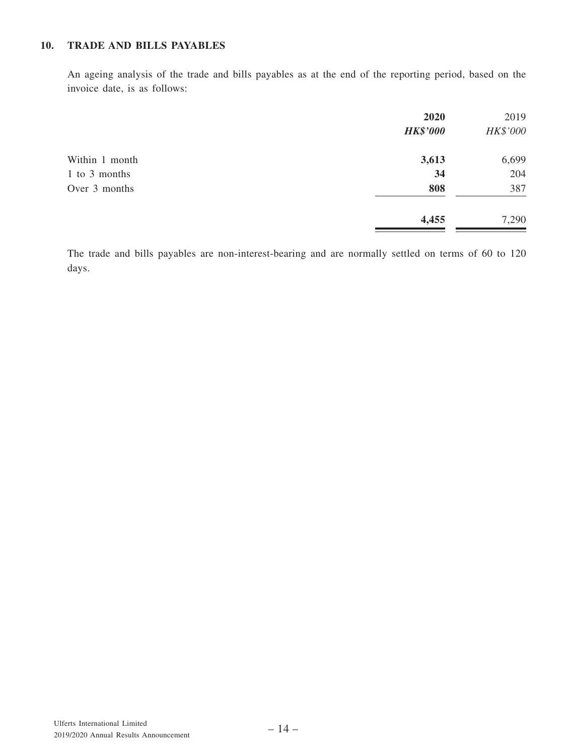## 10. TRADE AND BILLS PAYABLES

An ageing analysis of the trade and bills payables as at the end of the reporting period, based on the invoice date, is as follows:

| | **2020** | 2019 |
|---|---|---|
| | ***HK$'000*** | *HK$'000* |
| Within 1 month | **3,613** | 6,699 |
| 1 to 3 months | **34** | 204 |
| Over 3 months | **808** | 387 |
| | **4,455** | 7,290 |

The trade and bills payables are non-interest-bearing and are normally settled on terms of 60 to 120 days.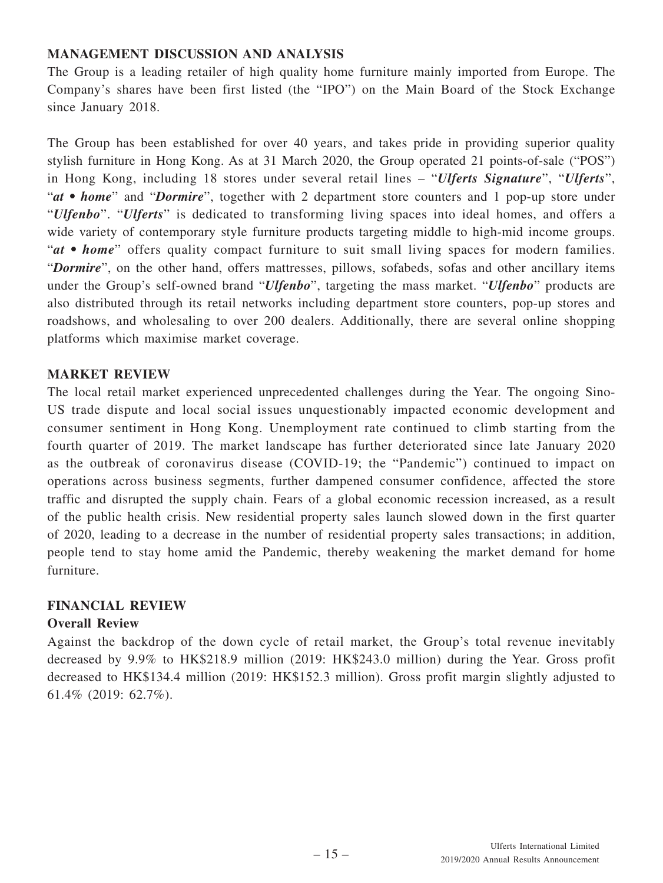## MANAGEMENT DISCUSSION AND ANALYSIS

The Group is a leading retailer of high quality home furniture mainly imported from Europe. The Company's shares have been first listed (the "IPO") on the Main Board of the Stock Exchange since January 2018.

The Group has been established for over 40 years, and takes pride in providing superior quality stylish furniture in Hong Kong. As at 31 March 2020, the Group operated 21 points-of-sale ("POS") in Hong Kong, including 18 stores under several retail lines – "***Ulferts Signature***", "***Ulferts***", "***at • home***" and "***Dormire***", together with 2 department store counters and 1 pop-up store under "***Ulfenbo***". "***Ulferts***" is dedicated to transforming living spaces into ideal homes, and offers a wide variety of contemporary style furniture products targeting middle to high-mid income groups. "***at • home***" offers quality compact furniture to suit small living spaces for modern families. "***Dormire***", on the other hand, offers mattresses, pillows, sofabeds, sofas and other ancillary items under the Group's self-owned brand "***Ulfenbo***", targeting the mass market. "***Ulfenbo***" products are also distributed through its retail networks including department store counters, pop-up stores and roadshows, and wholesaling to over 200 dealers. Additionally, there are several online shopping platforms which maximise market coverage.

## MARKET REVIEW

The local retail market experienced unprecedented challenges during the Year. The ongoing Sino-US trade dispute and local social issues unquestionably impacted economic development and consumer sentiment in Hong Kong. Unemployment rate continued to climb starting from the fourth quarter of 2019. The market landscape has further deteriorated since late January 2020 as the outbreak of coronavirus disease (COVID-19; the "Pandemic") continued to impact on operations across business segments, further dampened consumer confidence, affected the store traffic and disrupted the supply chain. Fears of a global economic recession increased, as a result of the public health crisis. New residential property sales launch slowed down in the first quarter of 2020, leading to a decrease in the number of residential property sales transactions; in addition, people tend to stay home amid the Pandemic, thereby weakening the market demand for home furniture.

## FINANCIAL REVIEW

### Overall Review

Against the backdrop of the down cycle of retail market, the Group's total revenue inevitably decreased by 9.9% to HK$218.9 million (2019: HK$243.0 million) during the Year. Gross profit decreased to HK$134.4 million (2019: HK$152.3 million). Gross profit margin slightly adjusted to 61.4% (2019: 62.7%).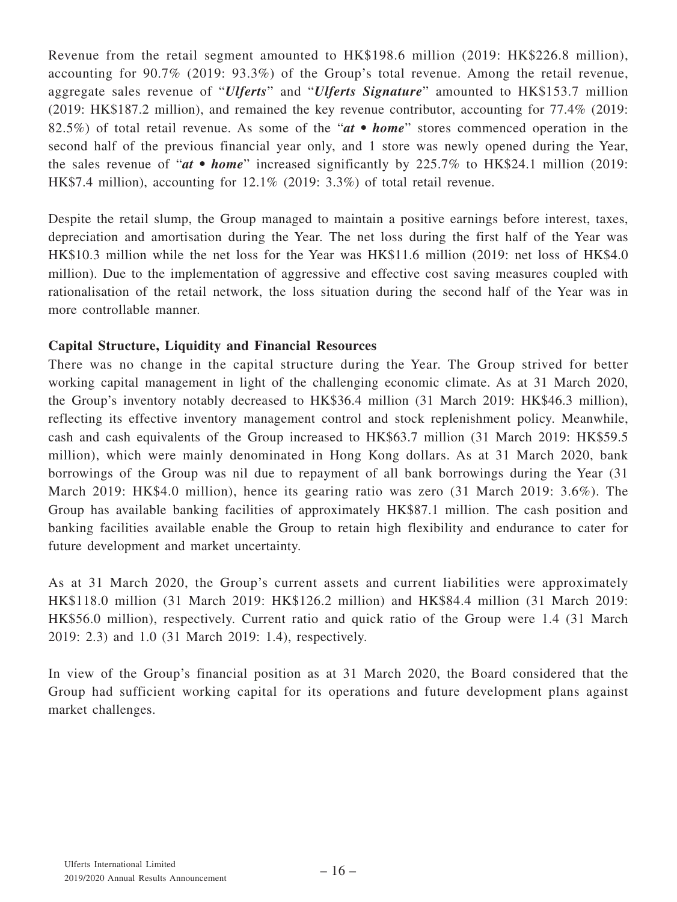Revenue from the retail segment amounted to HK$198.6 million (2019: HK$226.8 million), accounting for 90.7% (2019: 93.3%) of the Group's total revenue. Among the retail revenue, aggregate sales revenue of "***Ulferts***" and "***Ulferts Signature***" amounted to HK$153.7 million (2019: HK$187.2 million), and remained the key revenue contributor, accounting for 77.4% (2019: 82.5%) of total retail revenue. As some of the "***at • home***" stores commenced operation in the second half of the previous financial year only, and 1 store was newly opened during the Year, the sales revenue of "***at • home***" increased significantly by 225.7% to HK$24.1 million (2019: HK$7.4 million), accounting for 12.1% (2019: 3.3%) of total retail revenue.

Despite the retail slump, the Group managed to maintain a positive earnings before interest, taxes, depreciation and amortisation during the Year. The net loss during the first half of the Year was HK$10.3 million while the net loss for the Year was HK$11.6 million (2019: net loss of HK$4.0 million). Due to the implementation of aggressive and effective cost saving measures coupled with rationalisation of the retail network, the loss situation during the second half of the Year was in more controllable manner.

**Capital Structure, Liquidity and Financial Resources**

There was no change in the capital structure during the Year. The Group strived for better working capital management in light of the challenging economic climate. As at 31 March 2020, the Group's inventory notably decreased to HK$36.4 million (31 March 2019: HK$46.3 million), reflecting its effective inventory management control and stock replenishment policy. Meanwhile, cash and cash equivalents of the Group increased to HK$63.7 million (31 March 2019: HK$59.5 million), which were mainly denominated in Hong Kong dollars. As at 31 March 2020, bank borrowings of the Group was nil due to repayment of all bank borrowings during the Year (31 March 2019: HK$4.0 million), hence its gearing ratio was zero (31 March 2019: 3.6%). The Group has available banking facilities of approximately HK$87.1 million. The cash position and banking facilities available enable the Group to retain high flexibility and endurance to cater for future development and market uncertainty.

As at 31 March 2020, the Group's current assets and current liabilities were approximately HK$118.0 million (31 March 2019: HK$126.2 million) and HK$84.4 million (31 March 2019: HK$56.0 million), respectively. Current ratio and quick ratio of the Group were 1.4 (31 March 2019: 2.3) and 1.0 (31 March 2019: 1.4), respectively.

In view of the Group's financial position as at 31 March 2020, the Board considered that the Group had sufficient working capital for its operations and future development plans against market challenges.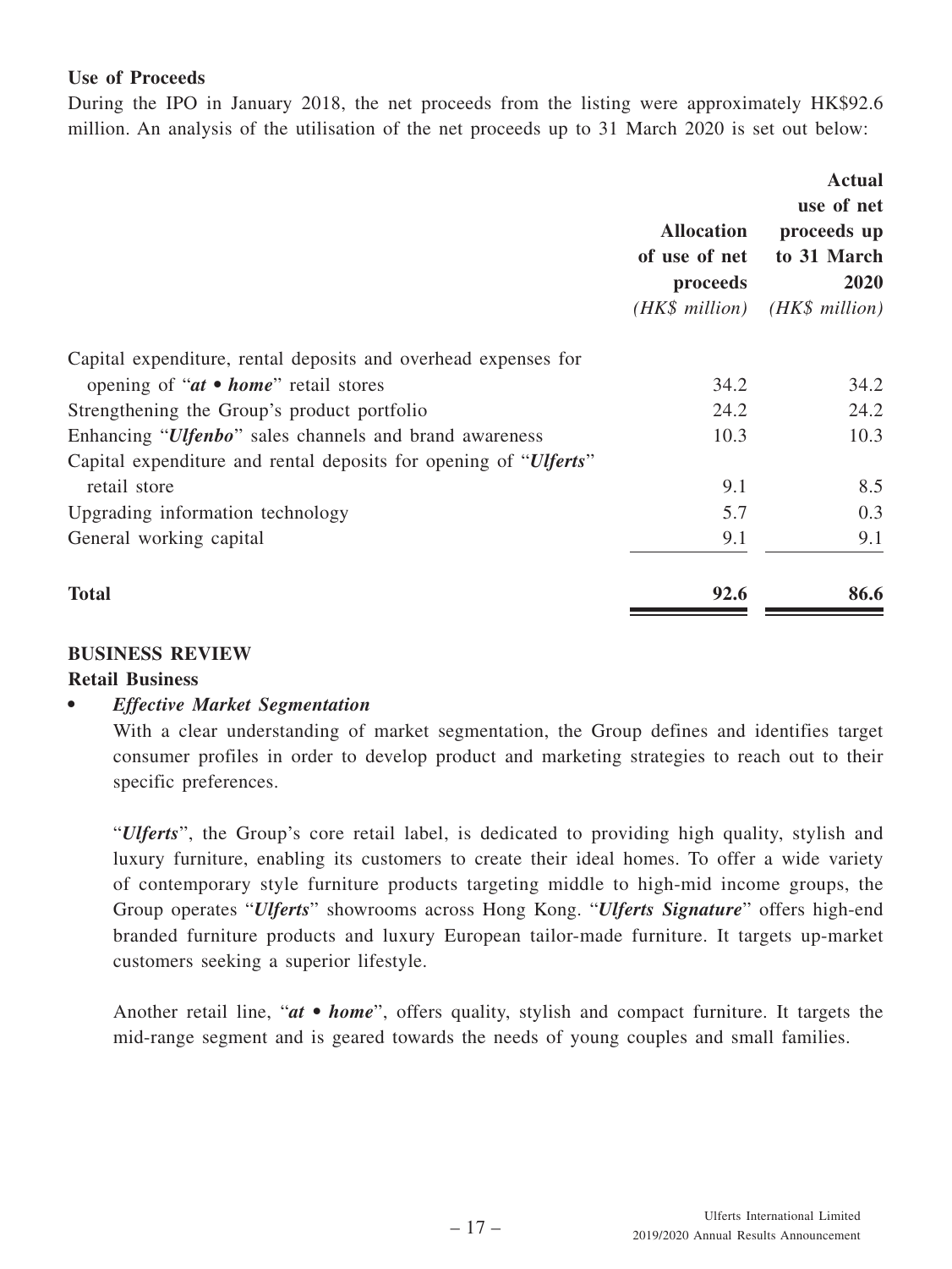**Use of Proceeds**

During the IPO in January 2018, the net proceeds from the listing were approximately HK$92.6 million. An analysis of the utilisation of the net proceeds up to 31 March 2020 is set out below:

| | Allocation of use of net proceeds *(HK$ million)* | Actual use of net proceeds up to 31 March 2020 *(HK$ million)* |
|---|---|---|
| Capital expenditure, rental deposits and overhead expenses for opening of "***at • home***" retail stores | 34.2 | 34.2 |
| Strengthening the Group's product portfolio | 24.2 | 24.2 |
| Enhancing "***Ulfenbo***" sales channels and brand awareness | 10.3 | 10.3 |
| Capital expenditure and rental deposits for opening of "***Ulferts***" retail store | 9.1 | 8.5 |
| Upgrading information technology | 5.7 | 0.3 |
| General working capital | 9.1 | 9.1 |
| **Total** | **92.6** | **86.6** |

## BUSINESS REVIEW

### Retail Business

- ***Effective Market Segmentation***

  With a clear understanding of market segmentation, the Group defines and identifies target consumer profiles in order to develop product and marketing strategies to reach out to their specific preferences.

  "***Ulferts***", the Group's core retail label, is dedicated to providing high quality, stylish and luxury furniture, enabling its customers to create their ideal homes. To offer a wide variety of contemporary style furniture products targeting middle to high-mid income groups, the Group operates "***Ulferts***" showrooms across Hong Kong. "***Ulferts Signature***" offers high-end branded furniture products and luxury European tailor-made furniture. It targets up-market customers seeking a superior lifestyle.

  Another retail line, "***at • home***", offers quality, stylish and compact furniture. It targets the mid-range segment and is geared towards the needs of young couples and small families.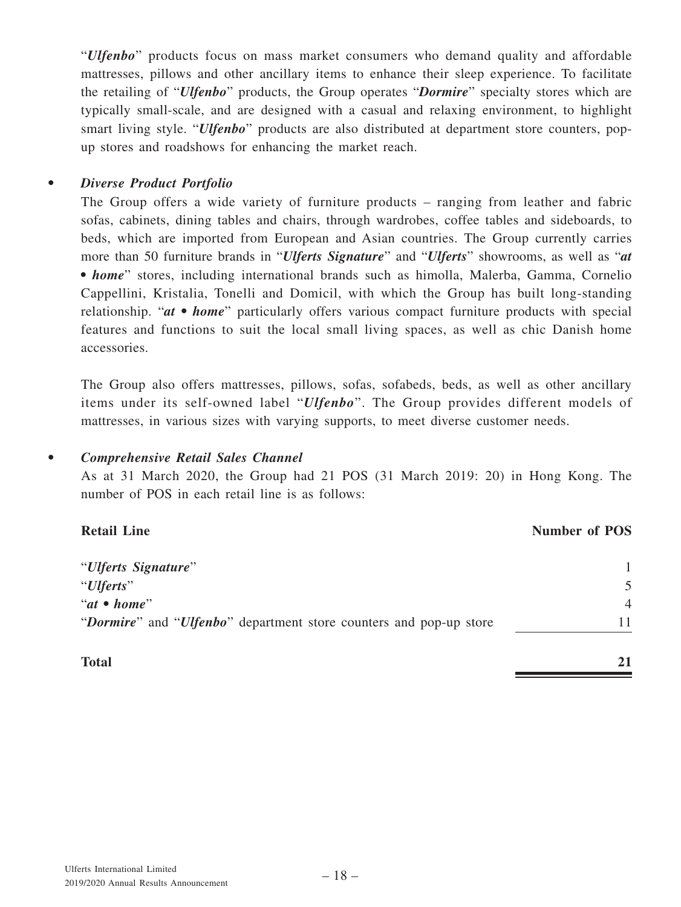"***Ulfenbo***" products focus on mass market consumers who demand quality and affordable mattresses, pillows and other ancillary items to enhance their sleep experience. To facilitate the retailing of "***Ulfenbo***" products, the Group operates "***Dormire***" specialty stores which are typically small-scale, and are designed with a casual and relaxing environment, to highlight smart living style. "***Ulfenbo***" products are also distributed at department store counters, pop-up stores and roadshows for enhancing the market reach.

- ***Diverse Product Portfolio***

  The Group offers a wide variety of furniture products – ranging from leather and fabric sofas, cabinets, dining tables and chairs, through wardrobes, coffee tables and sideboards, to beds, which are imported from European and Asian countries. The Group currently carries more than 50 furniture brands in "***Ulferts Signature***" and "***Ulferts***" showrooms, as well as "***at • home***" stores, including international brands such as himolla, Malerba, Gamma, Cornelio Cappellini, Kristalia, Tonelli and Domicil, with which the Group has built long-standing relationship. "***at • home***" particularly offers various compact furniture products with special features and functions to suit the local small living spaces, as well as chic Danish home accessories.

  The Group also offers mattresses, pillows, sofas, sofabeds, beds, as well as other ancillary items under its self-owned label "***Ulfenbo***". The Group provides different models of mattresses, in various sizes with varying supports, to meet diverse customer needs.

- ***Comprehensive Retail Sales Channel***

  As at 31 March 2020, the Group had 21 POS (31 March 2019: 20) in Hong Kong. The number of POS in each retail line is as follows:

| **Retail Line** | **Number of POS** |
|---|---|
| "***Ulferts Signature***" | 1 |
| "***Ulferts***" | 5 |
| "***at • home***" | 4 |
| "***Dormire***" and "***Ulfenbo***" department store counters and pop-up store | 11 |
| **Total** | **21** |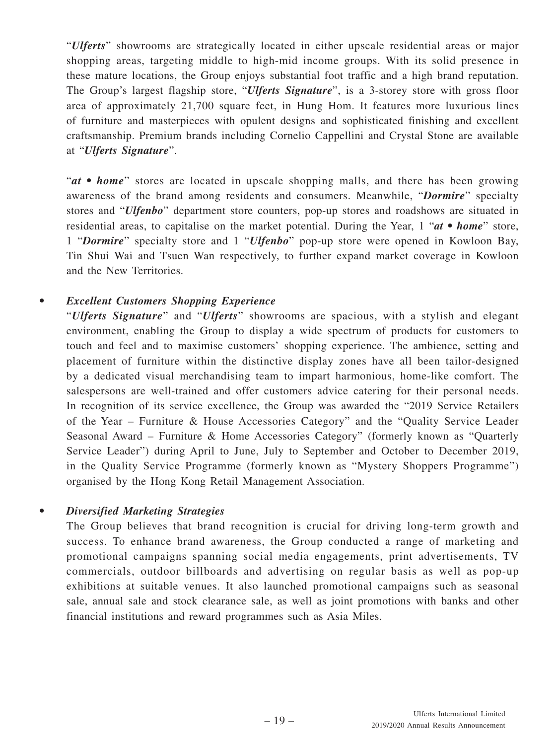"***Ulferts***" showrooms are strategically located in either upscale residential areas or major shopping areas, targeting middle to high-mid income groups. With its solid presence in these mature locations, the Group enjoys substantial foot traffic and a high brand reputation. The Group's largest flagship store, "***Ulferts Signature***", is a 3-storey store with gross floor area of approximately 21,700 square feet, in Hung Hom. It features more luxurious lines of furniture and masterpieces with opulent designs and sophisticated finishing and excellent craftsmanship. Premium brands including Cornelio Cappellini and Crystal Stone are available at "***Ulferts Signature***".

"***at • home***" stores are located in upscale shopping malls, and there has been growing awareness of the brand among residents and consumers. Meanwhile, "***Dormire***" specialty stores and "***Ulfenbo***" department store counters, pop-up stores and roadshows are situated in residential areas, to capitalise on the market potential. During the Year, 1 "***at • home***" store, 1 "***Dormire***" specialty store and 1 "***Ulfenbo***" pop-up store were opened in Kowloon Bay, Tin Shui Wai and Tsuen Wan respectively, to further expand market coverage in Kowloon and the New Territories.

- ***Excellent Customers Shopping Experience***

  "***Ulferts Signature***" and "***Ulferts***" showrooms are spacious, with a stylish and elegant environment, enabling the Group to display a wide spectrum of products for customers to touch and feel and to maximise customers' shopping experience. The ambience, setting and placement of furniture within the distinctive display zones have all been tailor-designed by a dedicated visual merchandising team to impart harmonious, home-like comfort. The salespersons are well-trained and offer customers advice catering for their personal needs. In recognition of its service excellence, the Group was awarded the "2019 Service Retailers of the Year – Furniture & House Accessories Category" and the "Quality Service Leader Seasonal Award – Furniture & Home Accessories Category" (formerly known as "Quarterly Service Leader") during April to June, July to September and October to December 2019, in the Quality Service Programme (formerly known as "Mystery Shoppers Programme") organised by the Hong Kong Retail Management Association.

- ***Diversified Marketing Strategies***

  The Group believes that brand recognition is crucial for driving long-term growth and success. To enhance brand awareness, the Group conducted a range of marketing and promotional campaigns spanning social media engagements, print advertisements, TV commercials, outdoor billboards and advertising on regular basis as well as pop-up exhibitions at suitable venues. It also launched promotional campaigns such as seasonal sale, annual sale and stock clearance sale, as well as joint promotions with banks and other financial institutions and reward programmes such as Asia Miles.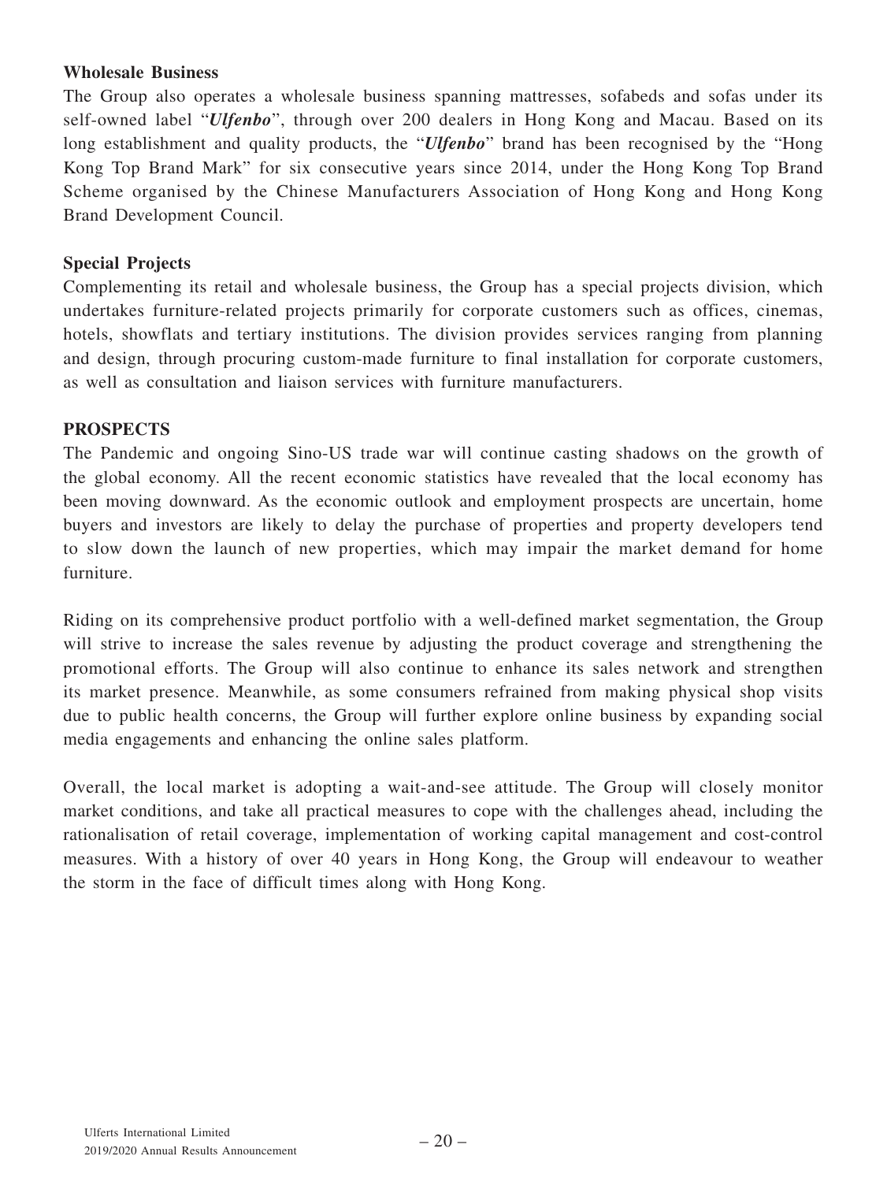**Wholesale Business**

The Group also operates a wholesale business spanning mattresses, sofabeds and sofas under its self-owned label "***Ulfenbo***", through over 200 dealers in Hong Kong and Macau. Based on its long establishment and quality products, the "***Ulfenbo***" brand has been recognised by the "Hong Kong Top Brand Mark" for six consecutive years since 2014, under the Hong Kong Top Brand Scheme organised by the Chinese Manufacturers Association of Hong Kong and Hong Kong Brand Development Council.

**Special Projects**

Complementing its retail and wholesale business, the Group has a special projects division, which undertakes furniture-related projects primarily for corporate customers such as offices, cinemas, hotels, showflats and tertiary institutions. The division provides services ranging from planning and design, through procuring custom-made furniture to final installation for corporate customers, as well as consultation and liaison services with furniture manufacturers.

## PROSPECTS

The Pandemic and ongoing Sino-US trade war will continue casting shadows on the growth of the global economy. All the recent economic statistics have revealed that the local economy has been moving downward. As the economic outlook and employment prospects are uncertain, home buyers and investors are likely to delay the purchase of properties and property developers tend to slow down the launch of new properties, which may impair the market demand for home furniture.

Riding on its comprehensive product portfolio with a well-defined market segmentation, the Group will strive to increase the sales revenue by adjusting the product coverage and strengthening the promotional efforts. The Group will also continue to enhance its sales network and strengthen its market presence. Meanwhile, as some consumers refrained from making physical shop visits due to public health concerns, the Group will further explore online business by expanding social media engagements and enhancing the online sales platform.

Overall, the local market is adopting a wait-and-see attitude. The Group will closely monitor market conditions, and take all practical measures to cope with the challenges ahead, including the rationalisation of retail coverage, implementation of working capital management and cost-control measures. With a history of over 40 years in Hong Kong, the Group will endeavour to weather the storm in the face of difficult times along with Hong Kong.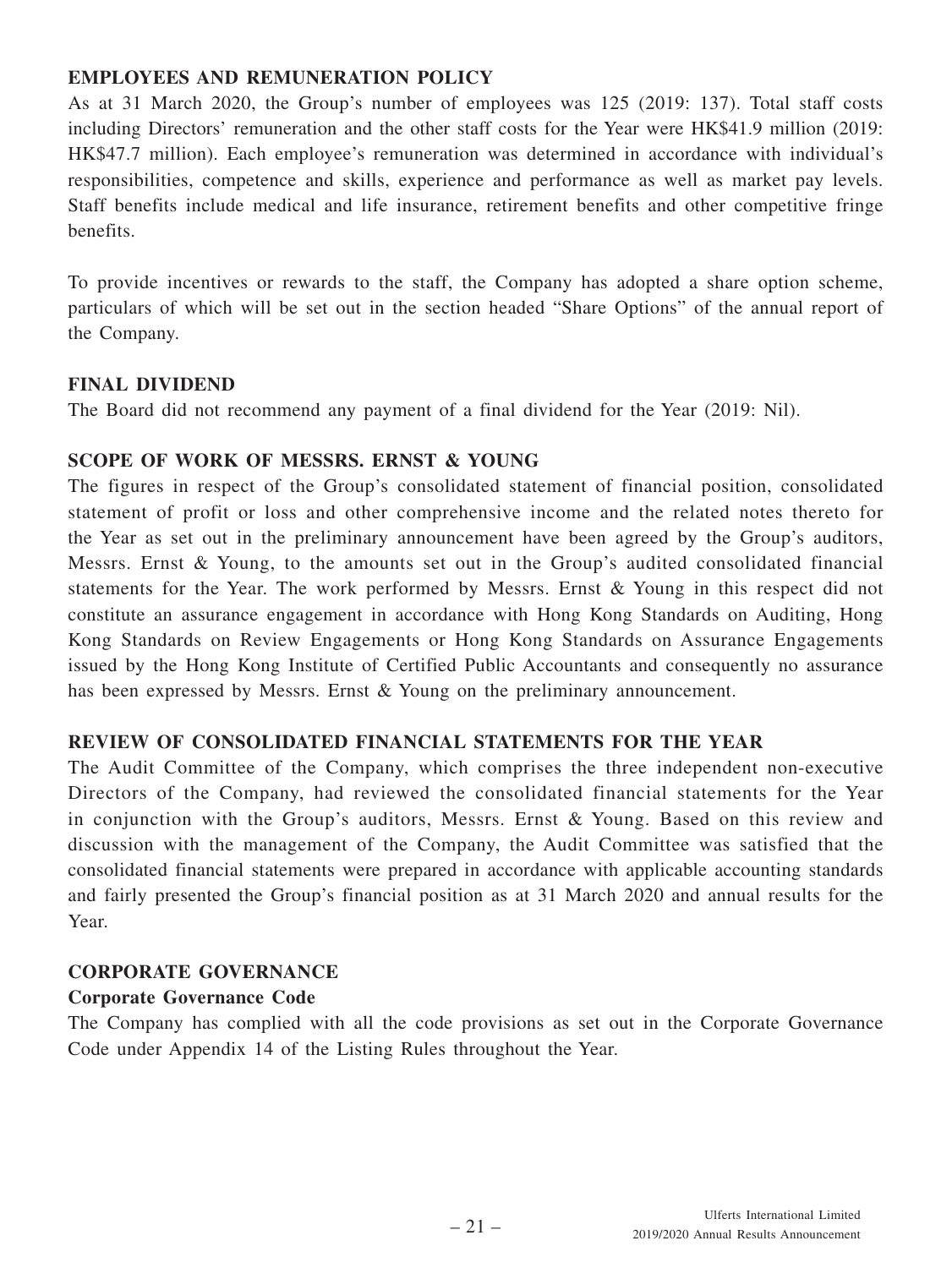**EMPLOYEES AND REMUNERATION POLICY**

As at 31 March 2020, the Group's number of employees was 125 (2019: 137). Total staff costs including Directors' remuneration and the other staff costs for the Year were HK$41.9 million (2019: HK$47.7 million). Each employee's remuneration was determined in accordance with individual's responsibilities, competence and skills, experience and performance as well as market pay levels. Staff benefits include medical and life insurance, retirement benefits and other competitive fringe benefits.

To provide incentives or rewards to the staff, the Company has adopted a share option scheme, particulars of which will be set out in the section headed "Share Options" of the annual report of the Company.

**FINAL DIVIDEND**

The Board did not recommend any payment of a final dividend for the Year (2019: Nil).

**SCOPE OF WORK OF MESSRS. ERNST & YOUNG**

The figures in respect of the Group's consolidated statement of financial position, consolidated statement of profit or loss and other comprehensive income and the related notes thereto for the Year as set out in the preliminary announcement have been agreed by the Group's auditors, Messrs. Ernst & Young, to the amounts set out in the Group's audited consolidated financial statements for the Year. The work performed by Messrs. Ernst & Young in this respect did not constitute an assurance engagement in accordance with Hong Kong Standards on Auditing, Hong Kong Standards on Review Engagements or Hong Kong Standards on Assurance Engagements issued by the Hong Kong Institute of Certified Public Accountants and consequently no assurance has been expressed by Messrs. Ernst & Young on the preliminary announcement.

**REVIEW OF CONSOLIDATED FINANCIAL STATEMENTS FOR THE YEAR**

The Audit Committee of the Company, which comprises the three independent non-executive Directors of the Company, had reviewed the consolidated financial statements for the Year in conjunction with the Group's auditors, Messrs. Ernst & Young. Based on this review and discussion with the management of the Company, the Audit Committee was satisfied that the consolidated financial statements were prepared in accordance with applicable accounting standards and fairly presented the Group's financial position as at 31 March 2020 and annual results for the Year.

**CORPORATE GOVERNANCE**

**Corporate Governance Code**

The Company has complied with all the code provisions as set out in the Corporate Governance Code under Appendix 14 of the Listing Rules throughout the Year.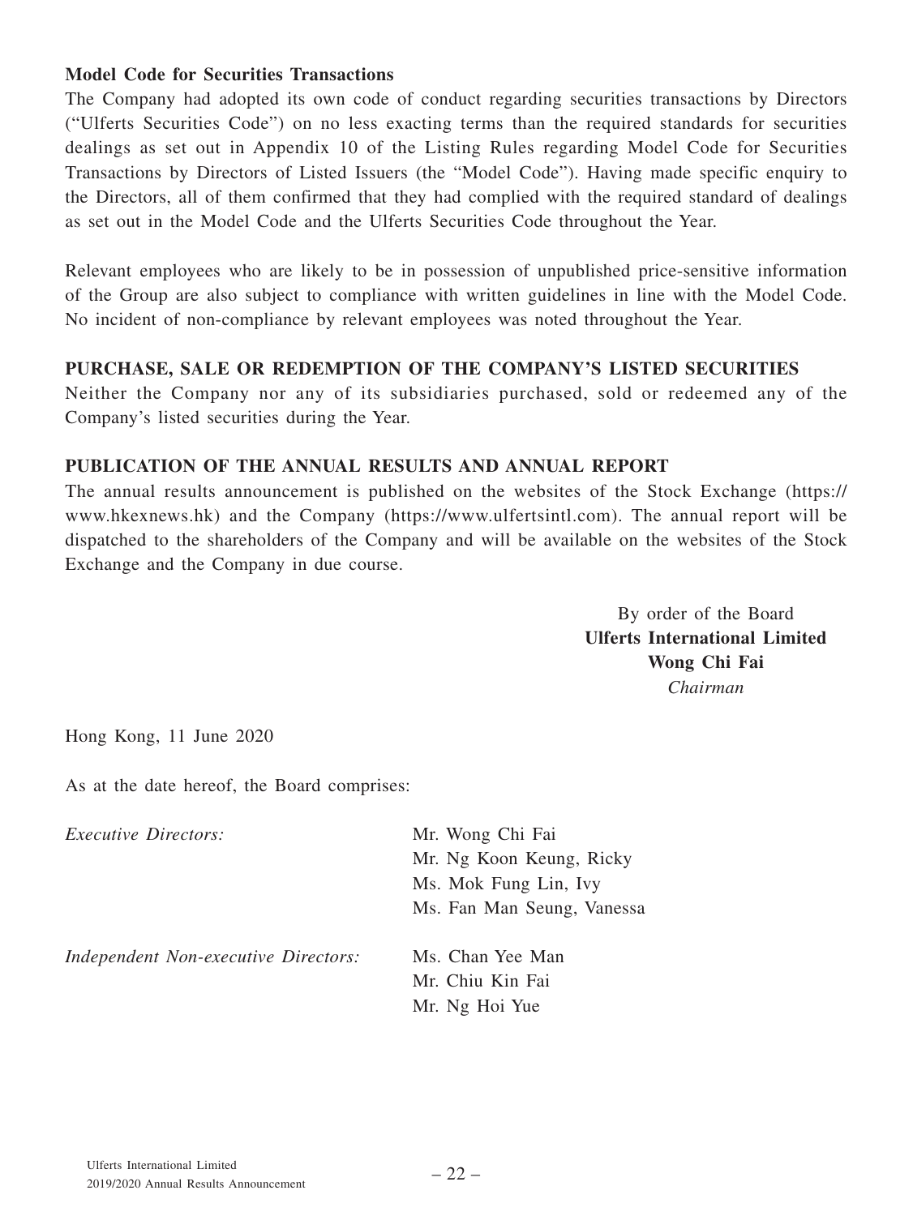**Model Code for Securities Transactions**

The Company had adopted its own code of conduct regarding securities transactions by Directors ("Ulferts Securities Code") on no less exacting terms than the required standards for securities dealings as set out in Appendix 10 of the Listing Rules regarding Model Code for Securities Transactions by Directors of Listed Issuers (the "Model Code"). Having made specific enquiry to the Directors, all of them confirmed that they had complied with the required standard of dealings as set out in the Model Code and the Ulferts Securities Code throughout the Year.

Relevant employees who are likely to be in possession of unpublished price-sensitive information of the Group are also subject to compliance with written guidelines in line with the Model Code. No incident of non-compliance by relevant employees was noted throughout the Year.

## PURCHASE, SALE OR REDEMPTION OF THE COMPANY'S LISTED SECURITIES

Neither the Company nor any of its subsidiaries purchased, sold or redeemed any of the Company's listed securities during the Year.

## PUBLICATION OF THE ANNUAL RESULTS AND ANNUAL REPORT

The annual results announcement is published on the websites of the Stock Exchange (https://www.hkexnews.hk) and the Company (https://www.ulfertsintl.com). The annual report will be dispatched to the shareholders of the Company and will be available on the websites of the Stock Exchange and the Company in due course.

By order of the Board
**Ulferts International Limited**
**Wong Chi Fai**
*Chairman*

Hong Kong, 11 June 2020

As at the date hereof, the Board comprises:

| | |
|---|---|
| *Executive Directors:* | Mr. Wong Chi Fai |
| | Mr. Ng Koon Keung, Ricky |
| | Ms. Mok Fung Lin, Ivy |
| | Ms. Fan Man Seung, Vanessa |
| *Independent Non-executive Directors:* | Ms. Chan Yee Man |
| | Mr. Chiu Kin Fai |
| | Mr. Ng Hoi Yue |